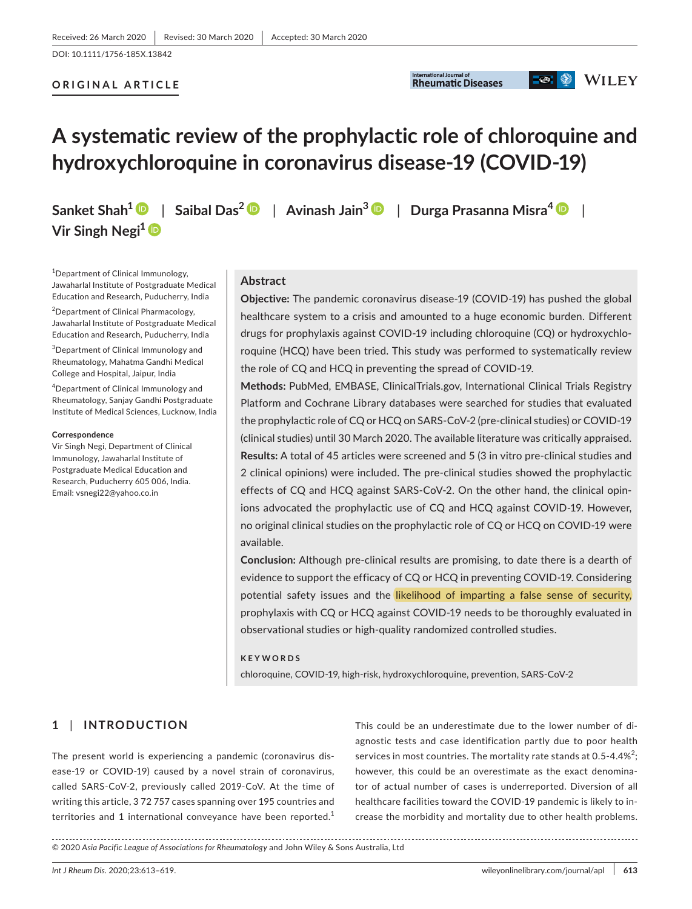Received: 26 March 2020 | Revised: 30 March 2020 | Accepted: 30 March 2020

DOI: 10.1111/1756-185X.13842

**ORIGINAL ARTICLE**

# A systematic review of the prophylactic role of chloroquine and hydroxychloroquine in coronavirus disease-19 (COVID-19)

**Sanket Shah[1] | Saibal Das[2] | Avinash Jain[3] | Durga Prasanna Misra[4] | Vir Singh Negi[1]**

[1]Department of Clinical Immunology, Jawaharlal Institute of Postgraduate Medical Education and Research, Puducherry, India

[2]Department of Clinical Pharmacology, Jawaharlal Institute of Postgraduate Medical Education and Research, Puducherry, India

[3]Department of Clinical Immunology and Rheumatology, Mahatma Gandhi Medical College and Hospital, Jaipur, India

[4]Department of Clinical Immunology and Rheumatology, Sanjay Gandhi Postgraduate Institute of Medical Sciences, Lucknow, India

**Correspondence**
Vir Singh Negi, Department of Clinical Immunology, Jawaharlal Institute of Postgraduate Medical Education and Research, Puducherry 605 006, India.
Email: vsnegi22@yahoo.co.in

## Abstract

**Objective:** The pandemic coronavirus disease-19 (COVID-19) has pushed the global healthcare system to a crisis and amounted to a huge economic burden. Different drugs for prophylaxis against COVID-19 including chloroquine (CQ) or hydroxychloroquine (HCQ) have been tried. This study was performed to systematically review the role of CQ and HCQ in preventing the spread of COVID-19.

**Methods:** PubMed, EMBASE, ClinicalTrials.gov, International Clinical Trials Registry Platform and Cochrane Library databases were searched for studies that evaluated the prophylactic role of CQ or HCQ on SARS-CoV-2 (pre-clinical studies) or COVID-19 (clinical studies) until 30 March 2020. The available literature was critically appraised.

**Results:** A total of 45 articles were screened and 5 (3 in vitro pre-clinical studies and 2 clinical opinions) were included. The pre-clinical studies showed the prophylactic effects of CQ and HCQ against SARS-CoV-2. On the other hand, the clinical opinions advocated the prophylactic use of CQ and HCQ against COVID-19. However, no original clinical studies on the prophylactic role of CQ or HCQ on COVID-19 were available.

**Conclusion:** Although pre-clinical results are promising, to date there is a dearth of evidence to support the efficacy of CQ or HCQ in preventing COVID-19. Considering potential safety issues and the likelihood of imparting a false sense of security, prophylaxis with CQ or HCQ against COVID-19 needs to be thoroughly evaluated in observational studies or high-quality randomized controlled studies.

**KEYWORDS**

chloroquine, COVID-19, high-risk, hydroxychloroquine, prevention, SARS-CoV-2

## 1 | INTRODUCTION

The present world is experiencing a pandemic (coronavirus disease-19 or COVID-19) caused by a novel strain of coronavirus, called SARS-CoV-2, previously called 2019-CoV. At the time of writing this article, 3 72 757 cases spanning over 195 countries and territories and 1 international conveyance have been reported.[1] This could be an underestimate due to the lower number of diagnostic tests and case identification partly due to poor health services in most countries. The mortality rate stands at 0.5-4.4%[2]; however, this could be an overestimate as the exact denominator of actual number of cases is underreported. Diversion of all healthcare facilities toward the COVID-19 pandemic is likely to increase the morbidity and mortality due to other health problems.

© 2020 *Asia Pacific League of Associations for Rheumatology* and John Wiley & Sons Australia, Ltd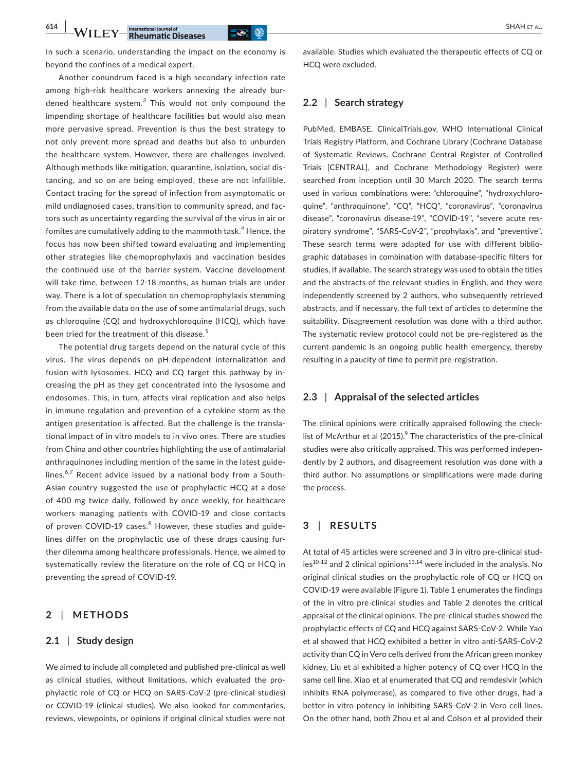In such a scenario, understanding the impact on the economy is beyond the confines of a medical expert.

Another conundrum faced is a high secondary infection rate among high-risk healthcare workers annexing the already burdened healthcare system.[3] This would not only compound the impending shortage of healthcare facilities but would also mean more pervasive spread. Prevention is thus the best strategy to not only prevent more spread and deaths but also to unburden the healthcare system. However, there are challenges involved. Although methods like mitigation, quarantine, isolation, social distancing, and so on are being employed, these are not infallible. Contact tracing for the spread of infection from asymptomatic or mild undiagnosed cases, transition to community spread, and factors such as uncertainty regarding the survival of the virus in air or fomites are cumulatively adding to the mammoth task.[4] Hence, the focus has now been shifted toward evaluating and implementing other strategies like chemoprophylaxis and vaccination besides the continued use of the barrier system. Vaccine development will take time, between 12-18 months, as human trials are under way. There is a lot of speculation on chemoprophylaxis stemming from the available data on the use of some antimalarial drugs, such as chloroquine (CQ) and hydroxychloroquine (HCQ), which have been tried for the treatment of this disease.[5]

The potential drug targets depend on the natural cycle of this virus. The virus depends on pH-dependent internalization and fusion with lysosomes. HCQ and CQ target this pathway by increasing the pH as they get concentrated into the lysosome and endosomes. This, in turn, affects viral replication and also helps in immune regulation and prevention of a cytokine storm as the antigen presentation is affected. But the challenge is the translational impact of in vitro models to in vivo ones. There are studies from China and other countries highlighting the use of antimalarial anthraquinones including mention of the same in the latest guidelines.[6,7] Recent advice issued by a national body from a South-Asian country suggested the use of prophylactic HCQ at a dose of 400 mg twice daily, followed by once weekly, for healthcare workers managing patients with COVID-19 and close contacts of proven COVID-19 cases.[8] However, these studies and guidelines differ on the prophylactic use of these drugs causing further dilemma among healthcare professionals. Hence, we aimed to systematically review the literature on the role of CQ or HCQ in preventing the spread of COVID-19.

## 2 | METHODS

### 2.1 | Study design

We aimed to include all completed and published pre-clinical as well as clinical studies, without limitations, which evaluated the prophylactic role of CQ or HCQ on SARS-CoV-2 (pre-clinical studies) or COVID-19 (clinical studies). We also looked for commentaries, reviews, viewpoints, or opinions if original clinical studies were not available. Studies which evaluated the therapeutic effects of CQ or HCQ were excluded.

### 2.2 | Search strategy

PubMed, EMBASE, ClinicalTrials.gov, WHO International Clinical Trials Registry Platform, and Cochrane Library (Cochrane Database of Systematic Reviews, Cochrane Central Register of Controlled Trials [CENTRAL], and Cochrane Methodology Register) were searched from inception until 30 March 2020. The search terms used in various combinations were: "chloroquine", "hydroxychloroquine", "anthraquinone", "CQ", "HCQ", "coronavirus", "coronavirus disease", "coronavirus disease-19", "COVID-19", "severe acute respiratory syndrome", "SARS-CoV-2", "prophylaxis", and "preventive". These search terms were adapted for use with different bibliographic databases in combination with database-specific filters for studies, if available. The search strategy was used to obtain the titles and the abstracts of the relevant studies in English, and they were independently screened by 2 authors, who subsequently retrieved abstracts, and if necessary, the full text of articles to determine the suitability. Disagreement resolution was done with a third author. The systematic review protocol could not be pre-registered as the current pandemic is an ongoing public health emergency, thereby resulting in a paucity of time to permit pre-registration.

### 2.3 | Appraisal of the selected articles

The clinical opinions were critically appraised following the checklist of McArthur et al (2015).[9] The characteristics of the pre-clinical studies were also critically appraised. This was performed independently by 2 authors, and disagreement resolution was done with a third author. No assumptions or simplifications were made during the process.

## 3 | RESULTS

At total of 45 articles were screened and 3 in vitro pre-clinical studies[10-12] and 2 clinical opinions[13,14] were included in the analysis. No original clinical studies on the prophylactic role of CQ or HCQ on COVID-19 were available (Figure 1). Table 1 enumerates the findings of the in vitro pre-clinical studies and Table 2 denotes the critical appraisal of the clinical opinions. The pre-clinical studies showed the prophylactic effects of CQ and HCQ against SARS-CoV-2. While Yao et al showed that HCQ exhibited a better in vitro anti-SARS-CoV-2 activity than CQ in Vero cells derived from the African green monkey kidney, Liu et al exhibited a higher potency of CQ over HCQ in the same cell line. Xiao et al enumerated that CQ and remdesivir (which inhibits RNA polymerase), as compared to five other drugs, had a better in vitro potency in inhibiting SARS-CoV-2 in Vero cell lines. On the other hand, both Zhou et al and Colson et al provided their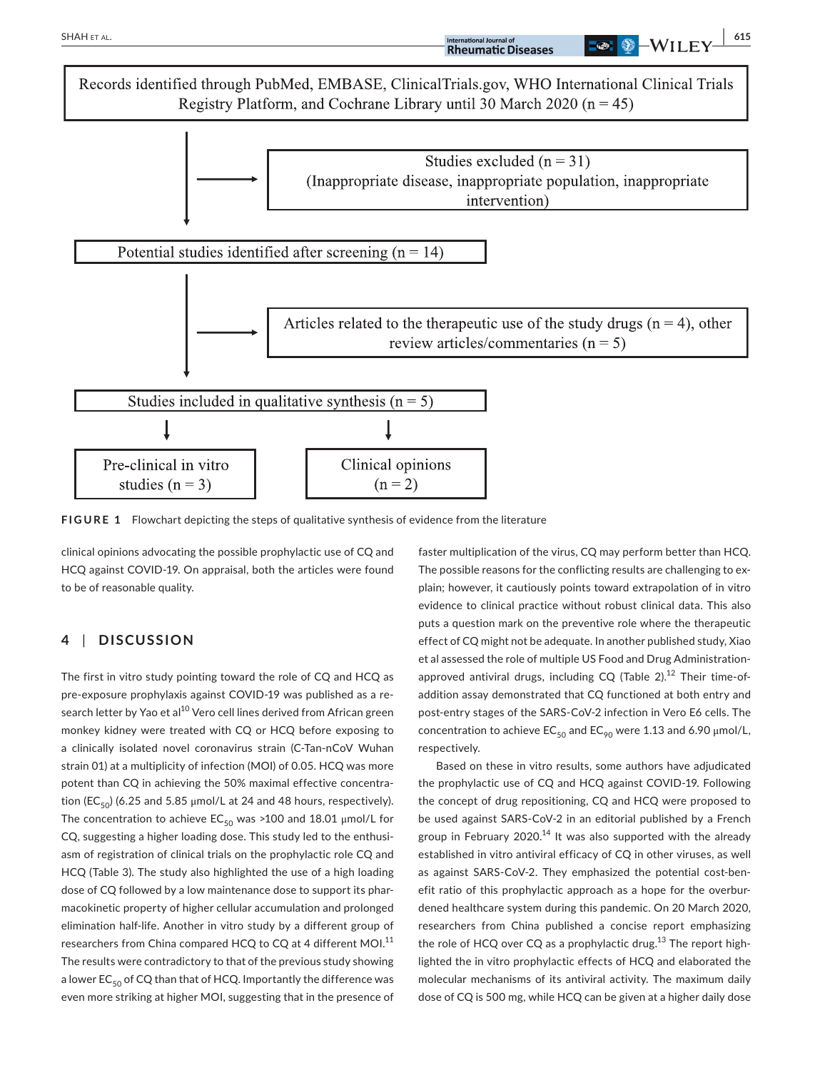Records identified through PubMed, EMBASE, ClinicalTrials.gov, WHO International Clinical Trials Registry Platform, and Cochrane Library until 30 March 2020 (n = 45)

→ Studies excluded (n = 31) (Inappropriate disease, inappropriate population, inappropriate intervention)

Potential studies identified after screening (n = 14)

→ Articles related to the therapeutic use of the study drugs (n = 4), other review articles/commentaries (n = 5)

Studies included in qualitative synthesis (n = 5)

- Pre-clinical in vitro studies (n = 3)
- Clinical opinions (n = 2)

**FIGURE 1** Flowchart depicting the steps of qualitative synthesis of evidence from the literature

clinical opinions advocating the possible prophylactic use of CQ and HCQ against COVID-19. On appraisal, both the articles were found to be of reasonable quality.

## 4 | DISCUSSION

The first in vitro study pointing toward the role of CQ and HCQ as pre-exposure prophylaxis against COVID-19 was published as a research letter by Yao et al[10] Vero cell lines derived from African green monkey kidney were treated with CQ or HCQ before exposing to a clinically isolated novel coronavirus strain (C-Tan-nCoV Wuhan strain 01) at a multiplicity of infection (MOI) of 0.05. HCQ was more potent than CQ in achieving the 50% maximal effective concentration ($EC_{50}$) (6.25 and 5.85 μmol/L at 24 and 48 hours, respectively). The concentration to achieve $EC_{50}$ was >100 and 18.01 μmol/L for CQ, suggesting a higher loading dose. This study led to the enthusiasm of registration of clinical trials on the prophylactic role CQ and HCQ (Table 3). The study also highlighted the use of a high loading dose of CQ followed by a low maintenance dose to support its pharmacokinetic property of higher cellular accumulation and prolonged elimination half-life. Another in vitro study by a different group of researchers from China compared HCQ to CQ at 4 different MOI.[11] The results were contradictory to that of the previous study showing a lower $EC_{50}$ of CQ than that of HCQ. Importantly the difference was even more striking at higher MOI, suggesting that in the presence of faster multiplication of the virus, CQ may perform better than HCQ. The possible reasons for the conflicting results are challenging to explain; however, it cautiously points toward extrapolation of in vitro evidence to clinical practice without robust clinical data. This also puts a question mark on the preventive role where the therapeutic effect of CQ might not be adequate. In another published study, Xiao et al assessed the role of multiple US Food and Drug Administration-approved antiviral drugs, including CQ (Table 2).[12] Their time-of-addition assay demonstrated that CQ functioned at both entry and post-entry stages of the SARS-CoV-2 infection in Vero E6 cells. The concentration to achieve $EC_{50}$ and $EC_{90}$ were 1.13 and 6.90 μmol/L, respectively.

Based on these in vitro results, some authors have adjudicated the prophylactic use of CQ and HCQ against COVID-19. Following the concept of drug repositioning, CQ and HCQ were proposed to be used against SARS-CoV-2 in an editorial published by a French group in February 2020.[14] It was also supported with the already established in vitro antiviral efficacy of CQ in other viruses, as well as against SARS-CoV-2. They emphasized the potential cost-benefit ratio of this prophylactic approach as a hope for the overburdened healthcare system during this pandemic. On 20 March 2020, researchers from China published a concise report emphasizing the role of HCQ over CQ as a prophylactic drug.[13] The report highlighted the in vitro prophylactic effects of HCQ and elaborated the molecular mechanisms of its antiviral activity. The maximum daily dose of CQ is 500 mg, while HCQ can be given at a higher daily dose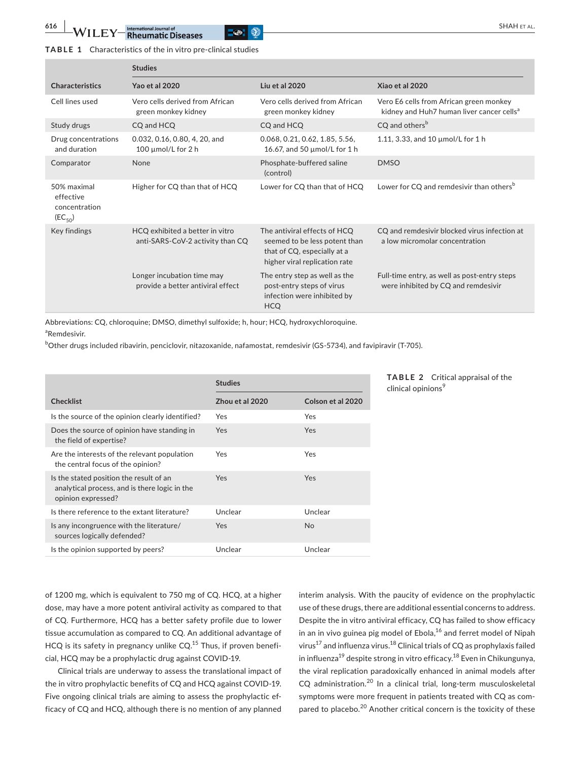**TABLE 1** Characteristics of the in vitro pre-clinical studies

| | Studies | | |
|---|---|---|---|
| Characteristics | Yao et al 2020 | Liu et al 2020 | Xiao et al 2020 |
| Cell lines used | Vero cells derived from African green monkey kidney | Vero cells derived from African green monkey kidney | Vero E6 cells from African green monkey kidney and Huh7 human liver cancer cells[a] |
| Study drugs | CQ and HCQ | CQ and HCQ | CQ and others[b] |
| Drug concentrations and duration | 0.032, 0.16, 0.80, 4, 20, and 100 µmol/L for 2 h | 0.068, 0.21, 0.62, 1.85, 5.56, 16.67, and 50 µmol/L for 1 h | 1.11, 3.33, and 10 µmol/L for 1 h |
| Comparator | None | Phosphate-buffered saline (control) | DMSO |
| 50% maximal effective concentration ($EC_{50}$) | Higher for CQ than that of HCQ | Lower for CQ than that of HCQ | Lower for CQ and remdesivir than others[b] |
| Key findings | HCQ exhibited a better in vitro anti-SARS-CoV-2 activity than CQ | The antiviral effects of HCQ seemed to be less potent than that of CQ, especially at a higher viral replication rate | CQ and remdesivir blocked virus infection at a low micromolar concentration |
| | Longer incubation time may provide a better antiviral effect | The entry step as well as the post-entry steps of virus infection were inhibited by HCQ | Full-time entry, as well as post-entry steps were inhibited by CQ and remdesivir |

Abbreviations: CQ, chloroquine; DMSO, dimethyl sulfoxide; h, hour; HCQ, hydroxychloroquine.

[a]Remdesivir.

[b]Other drugs included ribavirin, penciclovir, nitazoxanide, nafamostat, remdesivir (GS-5734), and favipiravir (T-705).

**TABLE 2** Critical appraisal of the clinical opinions[9]

| | Studies | |
|---|---|---|
| Checklist | Zhou et al 2020 | Colson et al 2020 |
| Is the source of the opinion clearly identified? | Yes | Yes |
| Does the source of opinion have standing in the field of expertise? | Yes | Yes |
| Are the interests of the relevant population the central focus of the opinion? | Yes | Yes |
| Is the stated position the result of an analytical process, and is there logic in the opinion expressed? | Yes | Yes |
| Is there reference to the extant literature? | Unclear | Unclear |
| Is any incongruence with the literature/sources logically defended? | Yes | No |
| Is the opinion supported by peers? | Unclear | Unclear |

of 1200 mg, which is equivalent to 750 mg of CQ. HCQ, at a higher dose, may have a more potent antiviral activity as compared to that of CQ. Furthermore, HCQ has a better safety profile due to lower tissue accumulation as compared to CQ. An additional advantage of HCQ is its safety in pregnancy unlike CQ.[15] Thus, if proven beneficial, HCQ may be a prophylactic drug against COVID-19.

Clinical trials are underway to assess the translational impact of the in vitro prophylactic benefits of CQ and HCQ against COVID-19. Five ongoing clinical trials are aiming to assess the prophylactic efficacy of CQ and HCQ, although there is no mention of any planned interim analysis. With the paucity of evidence on the prophylactic use of these drugs, there are additional essential concerns to address. Despite the in vitro antiviral efficacy, CQ has failed to show efficacy in an in vivo guinea pig model of Ebola,[16] and ferret model of Nipah virus[17] and influenza virus.[18] Clinical trials of CQ as prophylaxis failed in influenza[19] despite strong in vitro efficacy.[18] Even in Chikungunya, the viral replication paradoxically enhanced in animal models after CQ administration.[20] In a clinical trial, long-term musculoskeletal symptoms were more frequent in patients treated with CQ as compared to placebo.[20] Another critical concern is the toxicity of these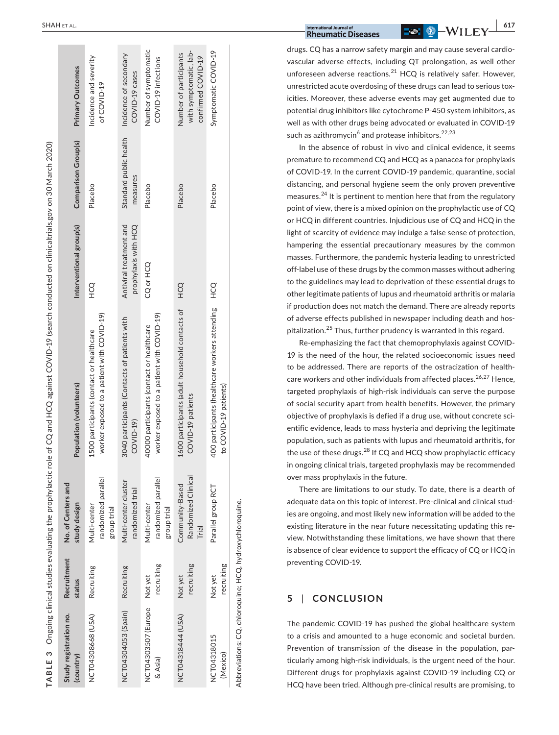**TABLE 3** Ongoing clinical studies evaluating the prophylactic role of CQ and HCQ against COVID-19 (search conducted on clinicaltrials.gov on 30 March 2020)

| Study registration no. (country) | Recruitment status | No. of Centers and study design | Population (volunteers) | Interventional group(s) | Comparison Group(s) | Primary Outcomes |
|---|---|---|---|---|---|---|
| NCT04308668 (USA) | Recruiting | Multi-center randomized parallel group trial | 1500 participants (contact or healthcare worker exposed to a patient with COVID-19) | HCQ | Placebo | Incidence and severity of COVID-19 |
| NCT04304053 (Spain) | Recruiting | Multi-center cluster randomized trial | 3040 participants (Contacts of patients with COVID-19) | Antiviral treatment and prophylaxis with HCQ | Standard public health measures | Incidence of secondary COVID-19 cases |
| NCT04303507 (Europe & Asia) | Not yet recruiting | Multi-center randomized parallel group trial | 40000 participants (contact or healthcare worker exposed to a patient with COVID-19) | CQ or HCQ | Placebo | Number of symptomatic COVID-19 infections |
| NCT04318444 (USA) | Not yet recruiting | Community-Based Randomized Clinical Trial | 1600 participants (adult household contacts of COVID-19 patients | HCQ | Placebo | Number of participants with symptomatic, lab-confirmed COVID-19 |
| NCT04318015 (Mexico) | Not yet recruiting | Parallel group RCT | 400 participants (healthcare workers attending to COVID-19 patients) | HCQ | Placebo | Symptomatic COVID-19 |

Abbreviations: CQ, chloroquine; HCQ, hydroxychloroquine.

drugs. CQ has a narrow safety margin and may cause several cardiovascular adverse effects, including QT prolongation, as well other unforeseen adverse reactions.[21] HCQ is relatively safer. However, unrestricted acute overdosing of these drugs can lead to serious toxicities. Moreover, these adverse events may get augmented due to potential drug inhibitors like cytochrome P-450 system inhibitors, as well as with other drugs being advocated or evaluated in COVID-19 such as azithromycin[6] and protease inhibitors.[22,23]

In the absence of robust in vivo and clinical evidence, it seems premature to recommend CQ and HCQ as a panacea for prophylaxis of COVID-19. In the current COVID-19 pandemic, quarantine, social distancing, and personal hygiene seem the only proven preventive measures.[24] It is pertinent to mention here that from the regulatory point of view, there is a mixed opinion on the prophylactic use of CQ or HCQ in different countries. Injudicious use of CQ and HCQ in the light of scarcity of evidence may indulge a false sense of protection, hampering the essential precautionary measures by the common masses. Furthermore, the pandemic hysteria leading to unrestricted off-label use of these drugs by the common masses without adhering to the guidelines may lead to deprivation of these essential drugs to other legitimate patients of lupus and rheumatoid arthritis or malaria if production does not match the demand. There are already reports of adverse effects published in newspaper including death and hospitalization.[25] Thus, further prudency is warranted in this regard.

Re-emphasizing the fact that chemoprophylaxis against COVID-19 is the need of the hour, the related socioeconomic issues need to be addressed. There are reports of the ostracization of healthcare workers and other individuals from affected places.[26,27] Hence, targeted prophylaxis of high-risk individuals can serve the purpose of social security apart from health benefits. However, the primary objective of prophylaxis is defied if a drug use, without concrete scientific evidence, leads to mass hysteria and depriving the legitimate population, such as patients with lupus and rheumatoid arthritis, for the use of these drugs.[28] If CQ and HCQ show prophylactic efficacy in ongoing clinical trials, targeted prophylaxis may be recommended over mass prophylaxis in the future.

There are limitations to our study. To date, there is a dearth of adequate data on this topic of interest. Pre-clinical and clinical studies are ongoing, and most likely new information will be added to the existing literature in the near future necessitating updating this review. Notwithstanding these limitations, we have shown that there is absence of clear evidence to support the efficacy of CQ or HCQ in preventing COVID-19.

## 5 | CONCLUSION

The pandemic COVID-19 has pushed the global healthcare system to a crisis and amounted to a huge economic and societal burden. Prevention of transmission of the disease in the population, particularly among high-risk individuals, is the urgent need of the hour. Different drugs for prophylaxis against COVID-19 including CQ or HCQ have been tried. Although pre-clinical results are promising, to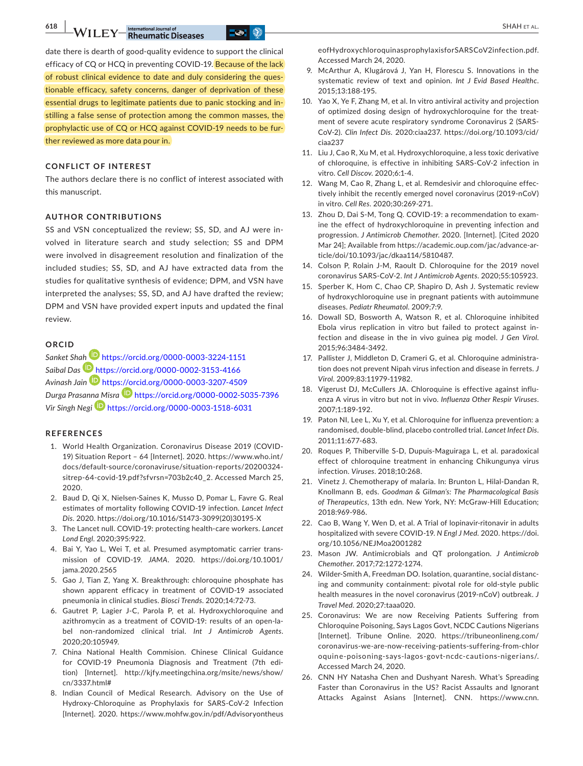date there is dearth of good-quality evidence to support the clinical efficacy of CQ or HCQ in preventing COVID-19. Because of the lack of robust clinical evidence to date and duly considering the questionable efficacy, safety concerns, danger of deprivation of these essential drugs to legitimate patients due to panic stocking and instilling a false sense of protection among the common masses, the prophylactic use of CQ or HCQ against COVID-19 needs to be further reviewed as more data pour in.

## CONFLICT OF INTEREST

The authors declare there is no conflict of interest associated with this manuscript.

## AUTHOR CONTRIBUTIONS

SS and VSN conceptualized the review; SS, SD, and AJ were involved in literature search and study selection; SS and DPM were involved in disagreement resolution and finalization of the included studies; SS, SD, and AJ have extracted data from the studies for qualitative synthesis of evidence; DPM, and VSN have interpreted the analyses; SS, SD, and AJ have drafted the review; DPM and VSN have provided expert inputs and updated the final review.

## ORCID

*Sanket Shah* https://orcid.org/0000-0003-3224-1151
*Saibal Das* https://orcid.org/0000-0002-3153-4166
*Avinash Jain* https://orcid.org/0000-0003-3207-4509
*Durga Prasanna Misra* https://orcid.org/0000-0002-5035-7396
*Vir Singh Negi* https://orcid.org/0000-0003-1518-6031

## REFERENCES

1. World Health Organization. Coronavirus Disease 2019 (COVID-19) Situation Report – 64 [Internet]. 2020. https://www.who.int/docs/default-source/coronaviruse/situation-reports/20200324-sitrep-64-covid-19.pdf?sfvrsn=703b2c40_2. Accessed March 25, 2020.
2. Baud D, Qi X, Nielsen-Saines K, Musso D, Pomar L, Favre G. Real estimates of mortality following COVID-19 infection. *Lancet Infect Dis*. 2020. https://doi.org/10.1016/S1473-3099(20)30195-X
3. The Lancet null. COVID-19: protecting health-care workers. *Lancet Lond Engl*. 2020;395:922.
4. Bai Y, Yao L, Wei T, et al. Presumed asymptomatic carrier transmission of COVID-19. *JAMA*. 2020. https://doi.org/10.1001/jama.2020.2565
5. Gao J, Tian Z, Yang X. Breakthrough: chloroquine phosphate has shown apparent efficacy in treatment of COVID-19 associated pneumonia in clinical studies. *Biosci Trends*. 2020;14:72-73.
6. Gautret P, Lagier J-C, Parola P, et al. Hydroxychloroquine and azithromycin as a treatment of COVID-19: results of an open-label non-randomized clinical trial. *Int J Antimicrob Agents*. 2020;20:105949.
7. China National Health Commision. Chinese Clinical Guidance for COVID-19 Pneumonia Diagnosis and Treatment (7th edition) [Internet]. http://kjfy.meetingchina.org/msite/news/show/cn/3337.html#
8. Indian Council of Medical Research. Advisory on the Use of Hydroxy-Chloroquine as Prophylaxis for SARS-CoV-2 Infection [Internet]. 2020. https://www.mohfw.gov.in/pdf/AdvisoryontheuseofHydroxychloroquinasprophylaxisforSARSCoV2infection.pdf. Accessed March 24, 2020.
9. McArthur A, Klugárová J, Yan H, Florescu S. Innovations in the systematic review of text and opinion. *Int J Evid Based Healthc*. 2015;13:188-195.
10. Yao X, Ye F, Zhang M, et al. In vitro antiviral activity and projection of optimized dosing design of hydroxychloroquine for the treatment of severe acute respiratory syndrome Coronavirus 2 (SARS-CoV-2). *Clin Infect Dis*. 2020:ciaa237. https://doi.org/10.1093/cid/ciaa237
11. Liu J, Cao R, Xu M, et al. Hydroxychloroquine, a less toxic derivative of chloroquine, is effective in inhibiting SARS-CoV-2 infection in vitro. *Cell Discov*. 2020;6:1-4.
12. Wang M, Cao R, Zhang L, et al. Remdesivir and chloroquine effectively inhibit the recently emerged novel coronavirus (2019-nCoV) in vitro. *Cell Res*. 2020;30:269-271.
13. Zhou D, Dai S-M, Tong Q. COVID-19: a recommendation to examine the effect of hydroxychloroquine in preventing infection and progression. *J Antimicrob Chemother*. 2020. [Internet]. [Cited 2020 Mar 24]; Available from https://academic.oup.com/jac/advance-article/doi/10.1093/jac/dkaa114/5810487.
14. Colson P, Rolain J-M, Raoult D. Chloroquine for the 2019 novel coronavirus SARS-CoV-2. *Int J Antimicrob Agents*. 2020;55:105923.
15. Sperber K, Hom C, Chao CP, Shapiro D, Ash J. Systematic review of hydroxychloroquine use in pregnant patients with autoimmune diseases. *Pediatr Rheumatol*. 2009;7:9.
16. Dowall SD, Bosworth A, Watson R, et al. Chloroquine inhibited Ebola virus replication in vitro but failed to protect against infection and disease in the in vivo guinea pig model. *J Gen Virol*. 2015;96:3484-3492.
17. Pallister J, Middleton D, Crameri G, et al. Chloroquine administration does not prevent Nipah virus infection and disease in ferrets. *J Virol*. 2009;83:11979-11982.
18. Vigerust DJ, McCullers JA. Chloroquine is effective against influenza A virus in vitro but not in vivo. *Influenza Other Respir Viruses*. 2007;1:189-192.
19. Paton NI, Lee L, Xu Y, et al. Chloroquine for influenza prevention: a randomised, double-blind, placebo controlled trial. *Lancet Infect Dis*. 2011;11:677-683.
20. Roques P, Thiberville S-D, Dupuis-Maguiraga L, et al. paradoxical effect of chloroquine treatment in enhancing Chikungunya virus infection. *Viruses*. 2018;10:268.
21. Vinetz J. Chemotherapy of malaria. In: Brunton L, Hilal-Dandan R, Knollmann B, eds. *Goodman & Gilman's: The Pharmacological Basis of Therapeutics*, 13th edn. New York, NY: McGraw-Hill Education; 2018:969-986.
22. Cao B, Wang Y, Wen D, et al. A Trial of lopinavir-ritonavir in adults hospitalized with severe COVID-19. *N Engl J Med*. 2020. https://doi.org/10.1056/NEJMoa2001282
23. Mason JW. Antimicrobials and QT prolongation. *J Antimicrob Chemother*. 2017;72:1272-1274.
24. Wilder-Smith A, Freedman DO. Isolation, quarantine, social distancing and community containment: pivotal role for old-style public health measures in the novel coronavirus (2019-nCoV) outbreak. *J Travel Med*. 2020;27:taaa020.
25. Coronavirus: We are now Receiving Patients Suffering from Chloroquine Poisoning, Says Lagos Govt, NCDC Cautions Nigerians [Internet]. Tribune Online. 2020. https://tribuneonlineng.com/coronavirus-we-are-now-receiving-patients-suffering-from-chloroquine-poisoning-says-lagos-govt-ncdc-cautions-nigerians/. Accessed March 24, 2020.
26. CNN HY Natasha Chen and Dushyant Naresh. What's Spreading Faster than Coronavirus in the US? Racist Assaults and Ignorant Attacks Against Asians [Internet]. CNN. https://www.cnn.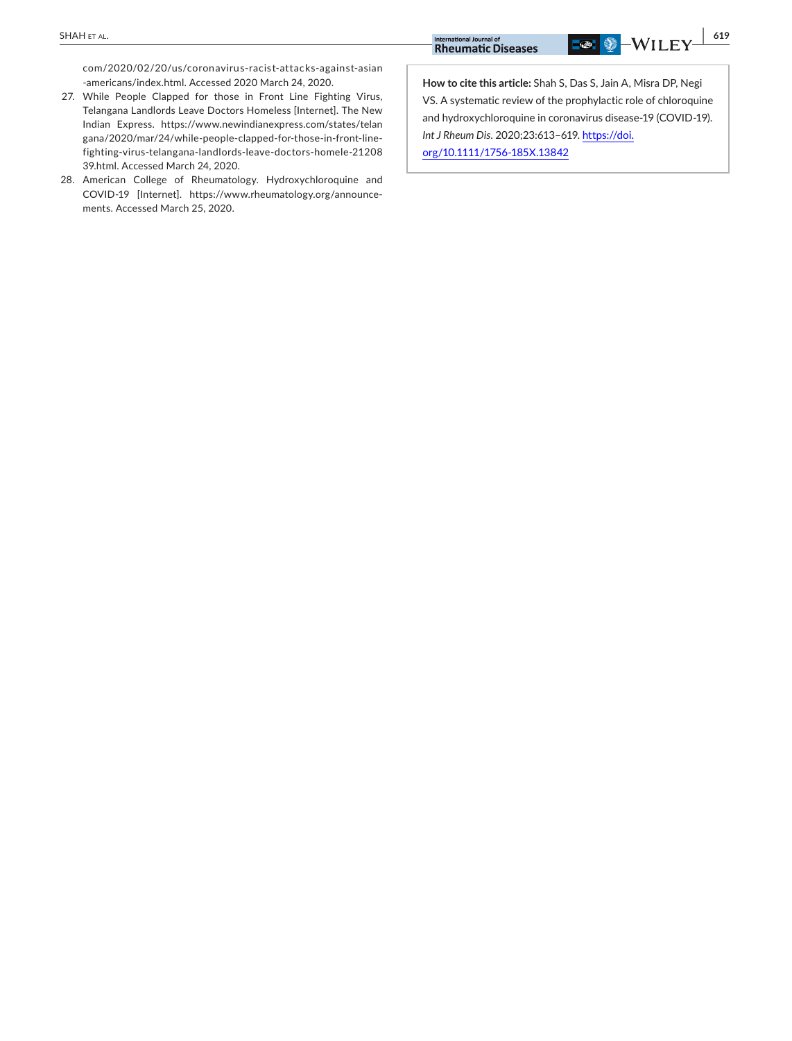com/2020/02/20/us/coronavirus-racist-attacks-against-asian-americans/index.html. Accessed 2020 March 24, 2020.

27. While People Clapped for those in Front Line Fighting Virus, Telangana Landlords Leave Doctors Homeless [Internet]. The New Indian Express. https://www.newindianexpress.com/states/telangana/2020/mar/24/while-people-clapped-for-those-in-front-line-fighting-virus-telangana-landlords-leave-doctors-homele-2120839.html. Accessed March 24, 2020.
28. American College of Rheumatology. Hydroxychloroquine and COVID-19 [Internet]. https://www.rheumatology.org/announcements. Accessed March 25, 2020.

**How to cite this article:** Shah S, Das S, Jain A, Misra DP, Negi VS. A systematic review of the prophylactic role of chloroquine and hydroxychloroquine in coronavirus disease-19 (COVID-19). *Int J Rheum Dis*. 2020;23:613–619. https://doi.org/10.1111/1756-185X.13842